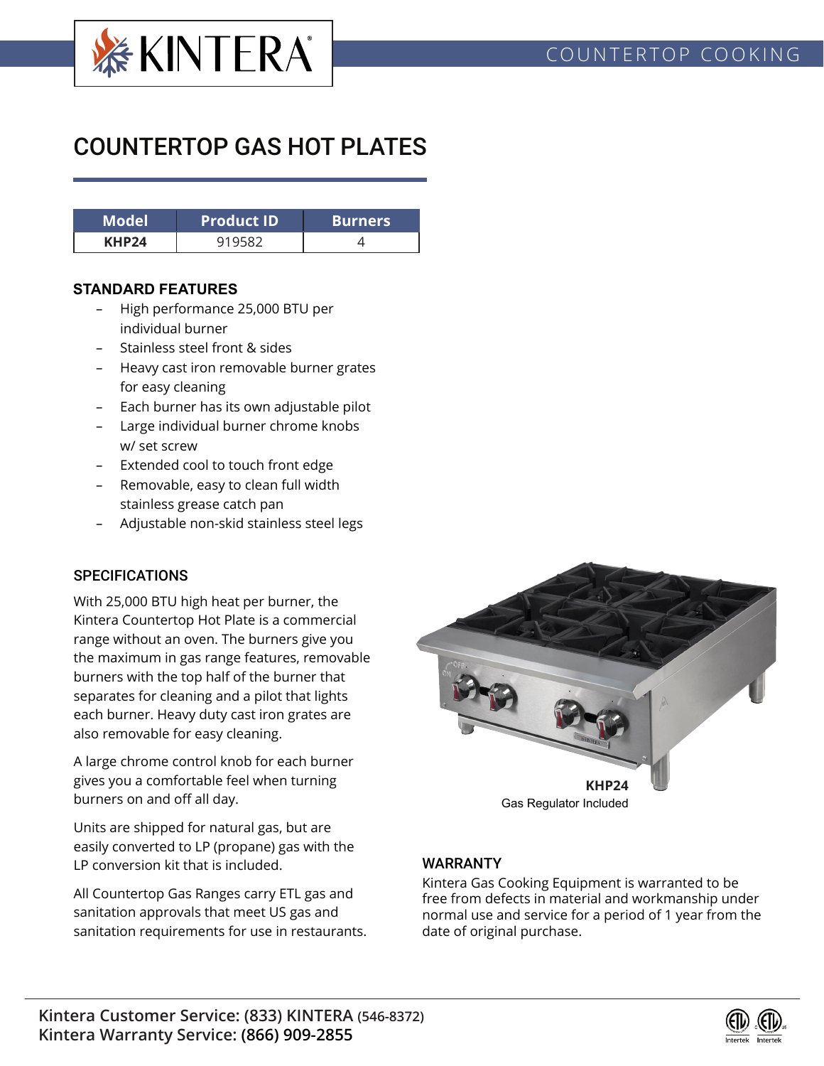# COUNTERTOP GAS HOT PLATES

| Model | Product ID | Burners |
|---|---|---|
| **KHP24** | 919582 | 4 |

### STANDARD FEATURES

- High performance 25,000 BTU per individual burner
- Stainless steel front & sides
- Heavy cast iron removable burner grates for easy cleaning
- Each burner has its own adjustable pilot
- Large individual burner chrome knobs w/ set screw
- Extended cool to touch front edge
- Removable, easy to clean full width stainless grease catch pan
- Adjustable non-skid stainless steel legs

### SPECIFICATIONS

With 25,000 BTU high heat per burner, the Kintera Countertop Hot Plate is a commercial range without an oven. The burners give you the maximum in gas range features, removable burners with the top half of the burner that separates for cleaning and a pilot that lights each burner. Heavy duty cast iron grates are also removable for easy cleaning.

A large chrome control knob for each burner gives you a comfortable feel when turning burners on and off all day.

Units are shipped for natural gas, but are easily converted to LP (propane) gas with the LP conversion kit that is included.

All Countertop Gas Ranges carry ETL gas and sanitation approvals that meet US gas and sanitation requirements for use in restaurants.

**KHP24**
Gas Regulator Included

### WARRANTY

Kintera Gas Cooking Equipment is warranted to be free from defects in material and workmanship under normal use and service for a period of 1 year from the date of original purchase.

**Kintera Customer Service: (833) KINTERA (546-8372)**
**Kintera Warranty Service: (866) 909-2855**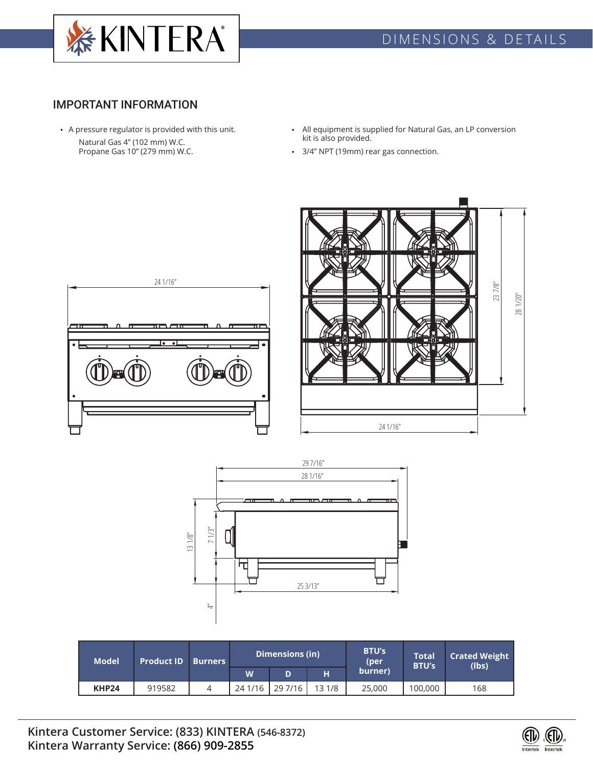DIMENSIONS & DETAILS

## IMPORTANT INFORMATION

- A pressure regulator is provided with this unit.
  Natural Gas 4" (102 mm) W.C.
  Propane Gas 10" (279 mm) W.C.
- All equipment is supplied for Natural Gas, an LP conversion kit is also provided.
- 3/4" NPT (19mm) rear gas connection.

24 1/16"

23 7/8"

28 1/20"

24 1/16"

29 7/16"

28 1/16"

13 1/8"

7 1/3"

25 3/13"

4"

| Model | Product ID | Burners | Dimensions (in) | | | BTU's (per burner) | Total BTU's | Crated Weight (lbs) |
|---|---|---|---|---|---|---|---|---|
| | | | W | D | H | | | |
| **KHP24** | 919582 | 4 | 24 1/16 | 29 7/16 | 13 1/8 | 25,000 | 100,000 | 168 |

**Kintera Customer Service: (833) KINTERA (546-8372)**
**Kintera Warranty Service: (866) 909-2855**